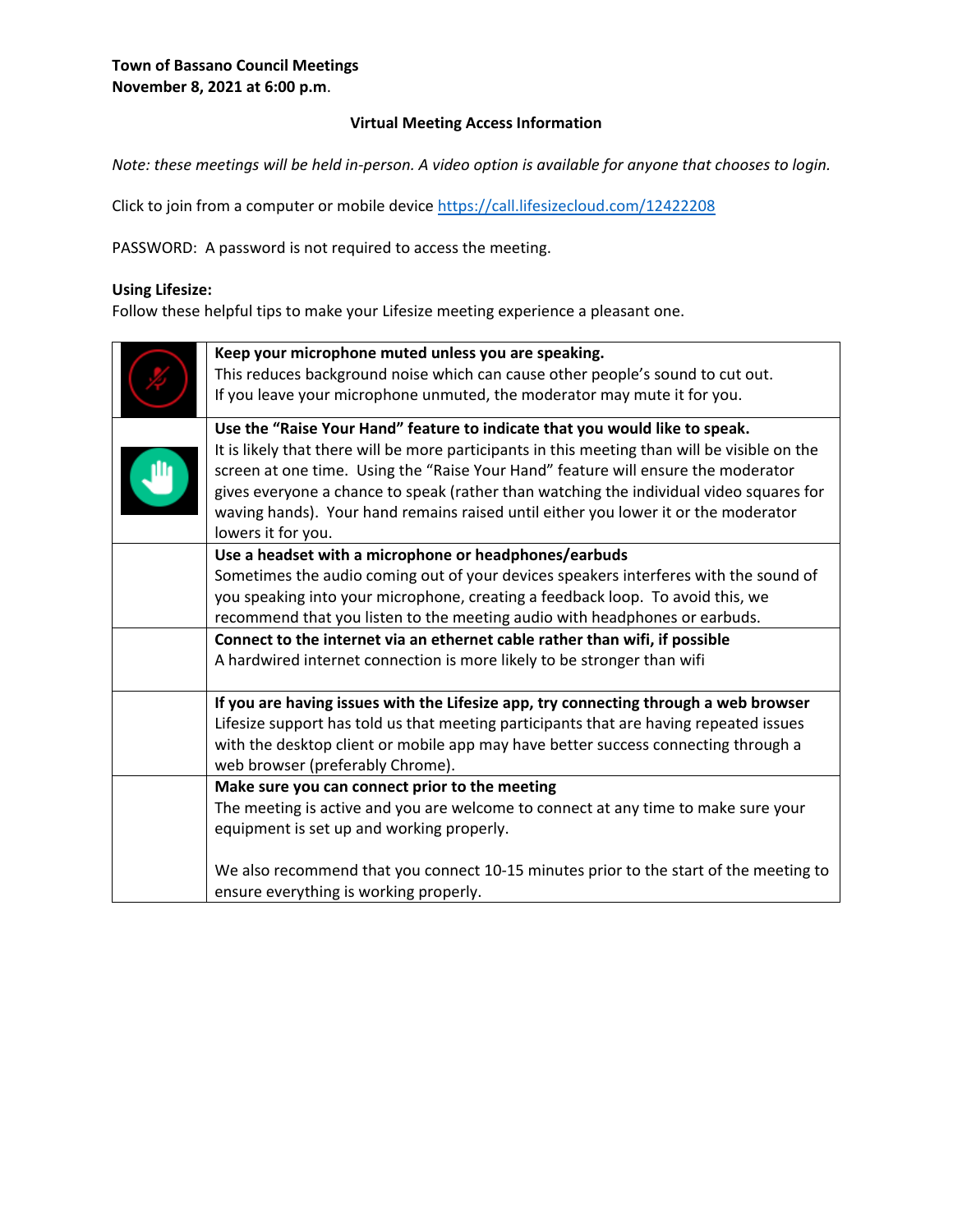**Town of Bassano Council Meetings**
**November 8, 2021 at 6:00 p.m.**

**Virtual Meeting Access Information**

*Note: these meetings will be held in-person. A video option is available for anyone that chooses to login.*

Click to join from a computer or mobile device https://call.lifesizecloud.com/12422208

PASSWORD: A password is not required to access the meeting.

**Using Lifesize:**
Follow these helpful tips to make your Lifesize meeting experience a pleasant one.

| | |
|---|---|
| | **Keep your microphone muted unless you are speaking.**<br>This reduces background noise which can cause other people's sound to cut out.<br>If you leave your microphone unmuted, the moderator may mute it for you. |
| | **Use the "Raise Your Hand" feature to indicate that you would like to speak.**<br>It is likely that there will be more participants in this meeting than will be visible on the screen at one time. Using the "Raise Your Hand" feature will ensure the moderator gives everyone a chance to speak (rather than watching the individual video squares for waving hands). Your hand remains raised until either you lower it or the moderator lowers it for you. |
| | **Use a headset with a microphone or headphones/earbuds**<br>Sometimes the audio coming out of your devices speakers interferes with the sound of you speaking into your microphone, creating a feedback loop. To avoid this, we recommend that you listen to the meeting audio with headphones or earbuds. |
| | **Connect to the internet via an ethernet cable rather than wifi, if possible**<br>A hardwired internet connection is more likely to be stronger than wifi |
| | **If you are having issues with the Lifesize app, try connecting through a web browser**<br>Lifesize support has told us that meeting participants that are having repeated issues with the desktop client or mobile app may have better success connecting through a web browser (preferably Chrome). |
| | **Make sure you can connect prior to the meeting**<br>The meeting is active and you are welcome to connect at any time to make sure your equipment is set up and working properly.<br><br>We also recommend that you connect 10-15 minutes prior to the start of the meeting to ensure everything is working properly. |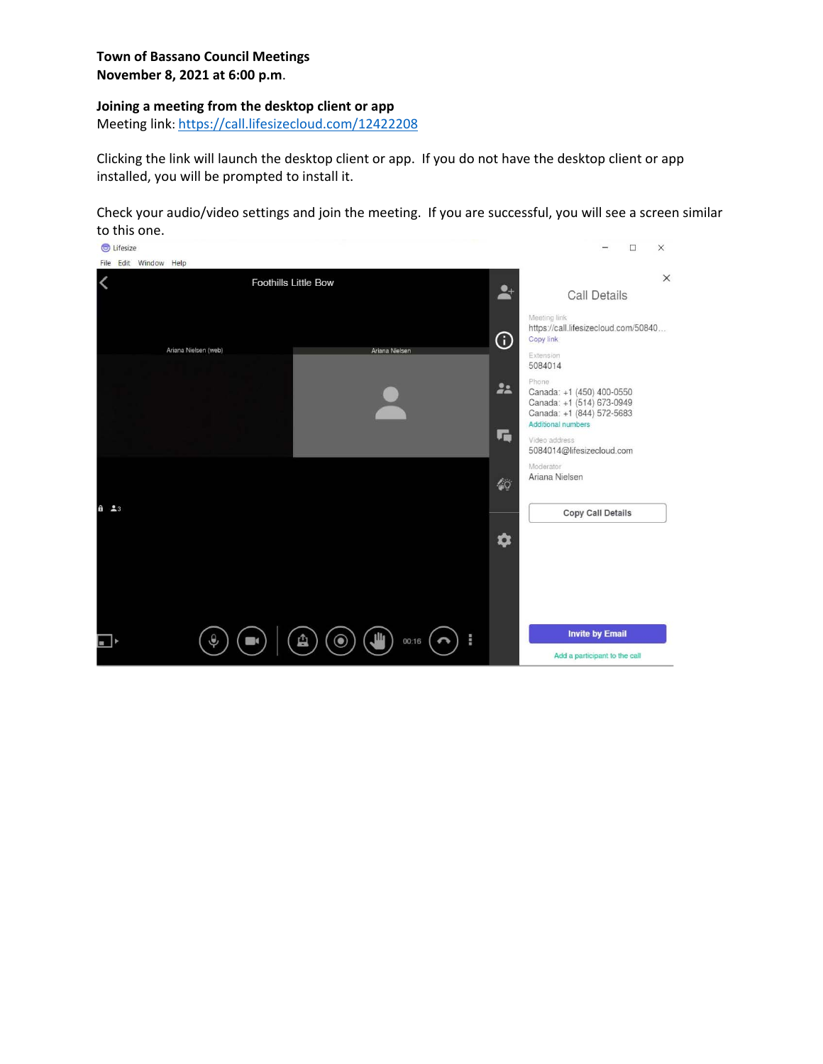**Town of Bassano Council Meetings**
**November 8, 2021 at 6:00 p.m.**

**Joining a meeting from the desktop client or app**
Meeting link: [https://call.lifesizecloud.com/12422208](https://call.lifesizecloud.com/12422208)

Clicking the link will launch the desktop client or app. If you do not have the desktop client or app installed, you will be prompted to install it.

Check your audio/video settings and join the meeting. If you are successful, you will see a screen similar to this one.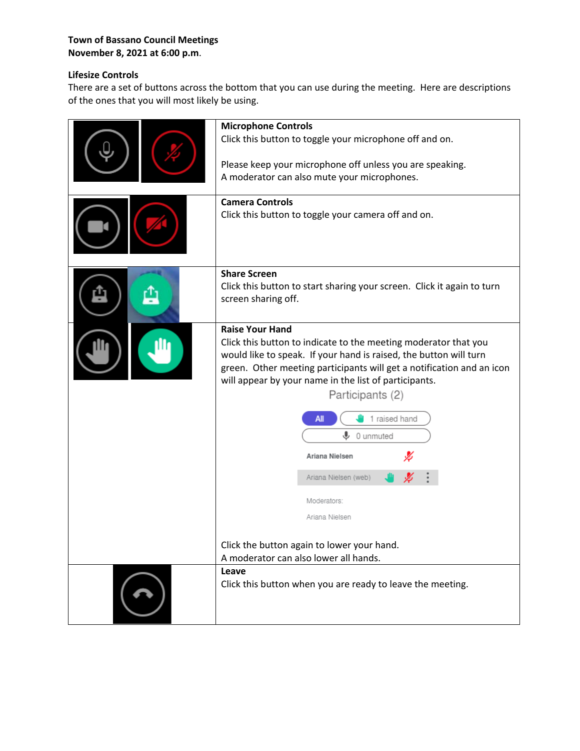**Town of Bassano Council Meetings**
**November 8, 2021 at 6:00 p.m.**

**Lifesize Controls**

There are a set of buttons across the bottom that you can use during the meeting. Here are descriptions of the ones that you will most likely be using.

| | |
|---|---|
| | **Microphone Controls**<br>Click this button to toggle your microphone off and on.<br><br>Please keep your microphone off unless you are speaking.<br>A moderator can also mute your microphones. |
| | **Camera Controls**<br>Click this button to toggle your camera off and on. |
| | **Share Screen**<br>Click this button to start sharing your screen. Click it again to turn screen sharing off. |
| | **Raise Your Hand**<br>Click this button to indicate to the meeting moderator that you would like to speak. If your hand is raised, the button will turn green. Other meeting participants will get a notification and an icon will appear by your name in the list of participants.<br><br>Participants (2)<br>All / 1 raised hand<br>0 unmuted<br>Ariana Nielsen<br>Ariana Nielsen (web)<br>Moderators:<br>Ariana Nielsen<br><br>Click the button again to lower your hand.<br>A moderator can also lower all hands. |
| | **Leave**<br>Click this button when you are ready to leave the meeting. |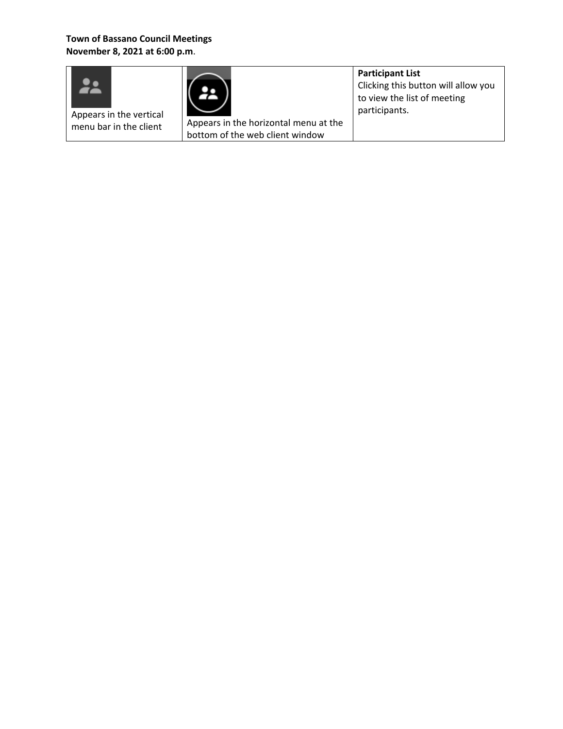**Town of Bassano Council Meetings**
**November 8, 2021 at 6:00 p.m**.

| | | |
|---|---|---|
| Appears in the vertical menu bar in the client | Appears in the horizontal menu at the bottom of the web client window | **Participant List**<br>Clicking this button will allow you to view the list of meeting participants. |